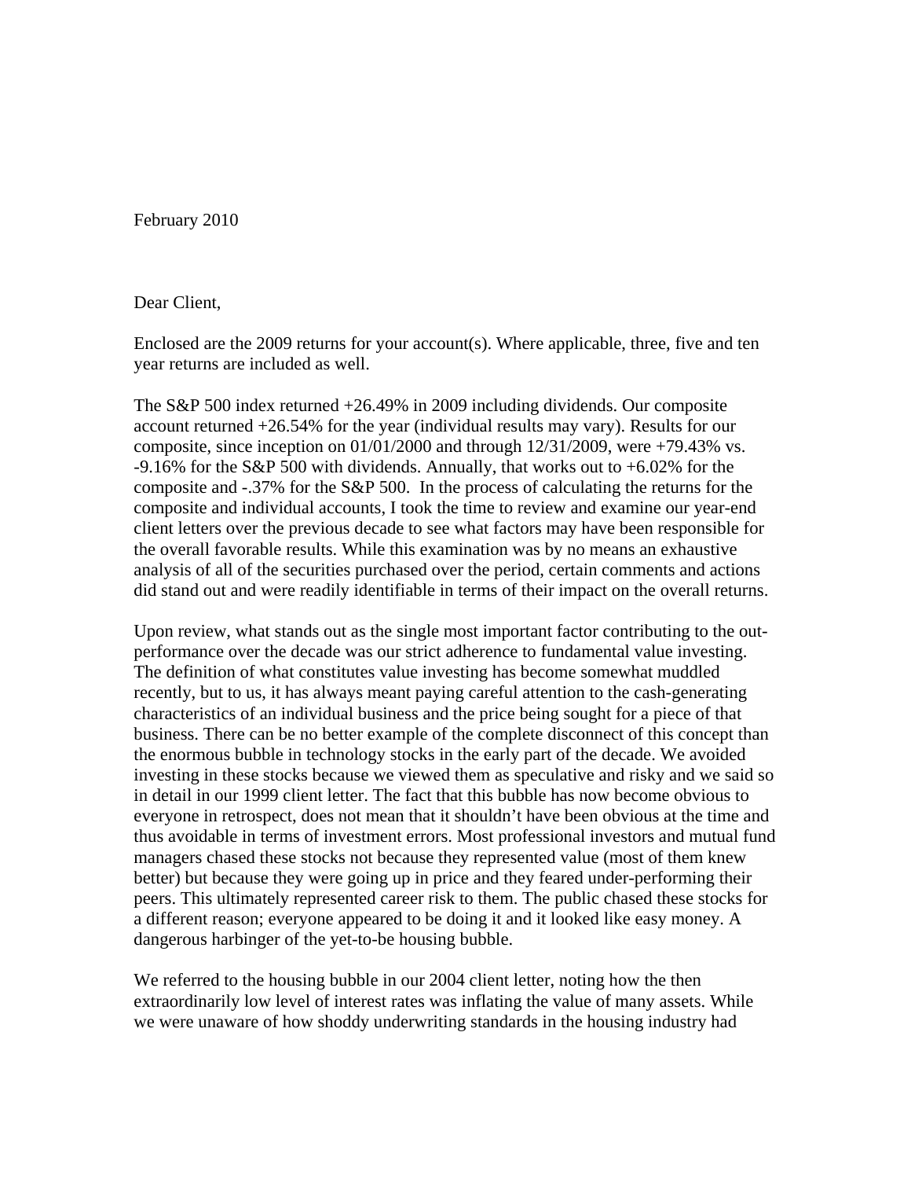February 2010

Dear Client,

Enclosed are the 2009 returns for your account(s). Where applicable, three, five and ten year returns are included as well.

The S&P 500 index returned +26.49% in 2009 including dividends. Our composite account returned +26.54% for the year (individual results may vary). Results for our composite, since inception on 01/01/2000 and through 12/31/2009, were +79.43% vs. -9.16% for the S&P 500 with dividends. Annually, that works out to +6.02% for the composite and -.37% for the S&P 500. In the process of calculating the returns for the composite and individual accounts, I took the time to review and examine our year-end client letters over the previous decade to see what factors may have been responsible for the overall favorable results. While this examination was by no means an exhaustive analysis of all of the securities purchased over the period, certain comments and actions did stand out and were readily identifiable in terms of their impact on the overall returns.

Upon review, what stands out as the single most important factor contributing to the out-performance over the decade was our strict adherence to fundamental value investing. The definition of what constitutes value investing has become somewhat muddled recently, but to us, it has always meant paying careful attention to the cash-generating characteristics of an individual business and the price being sought for a piece of that business. There can be no better example of the complete disconnect of this concept than the enormous bubble in technology stocks in the early part of the decade. We avoided investing in these stocks because we viewed them as speculative and risky and we said so in detail in our 1999 client letter. The fact that this bubble has now become obvious to everyone in retrospect, does not mean that it shouldn't have been obvious at the time and thus avoidable in terms of investment errors. Most professional investors and mutual fund managers chased these stocks not because they represented value (most of them knew better) but because they were going up in price and they feared under-performing their peers. This ultimately represented career risk to them. The public chased these stocks for a different reason; everyone appeared to be doing it and it looked like easy money. A dangerous harbinger of the yet-to-be housing bubble.

We referred to the housing bubble in our 2004 client letter, noting how the then extraordinarily low level of interest rates was inflating the value of many assets. While we were unaware of how shoddy underwriting standards in the housing industry had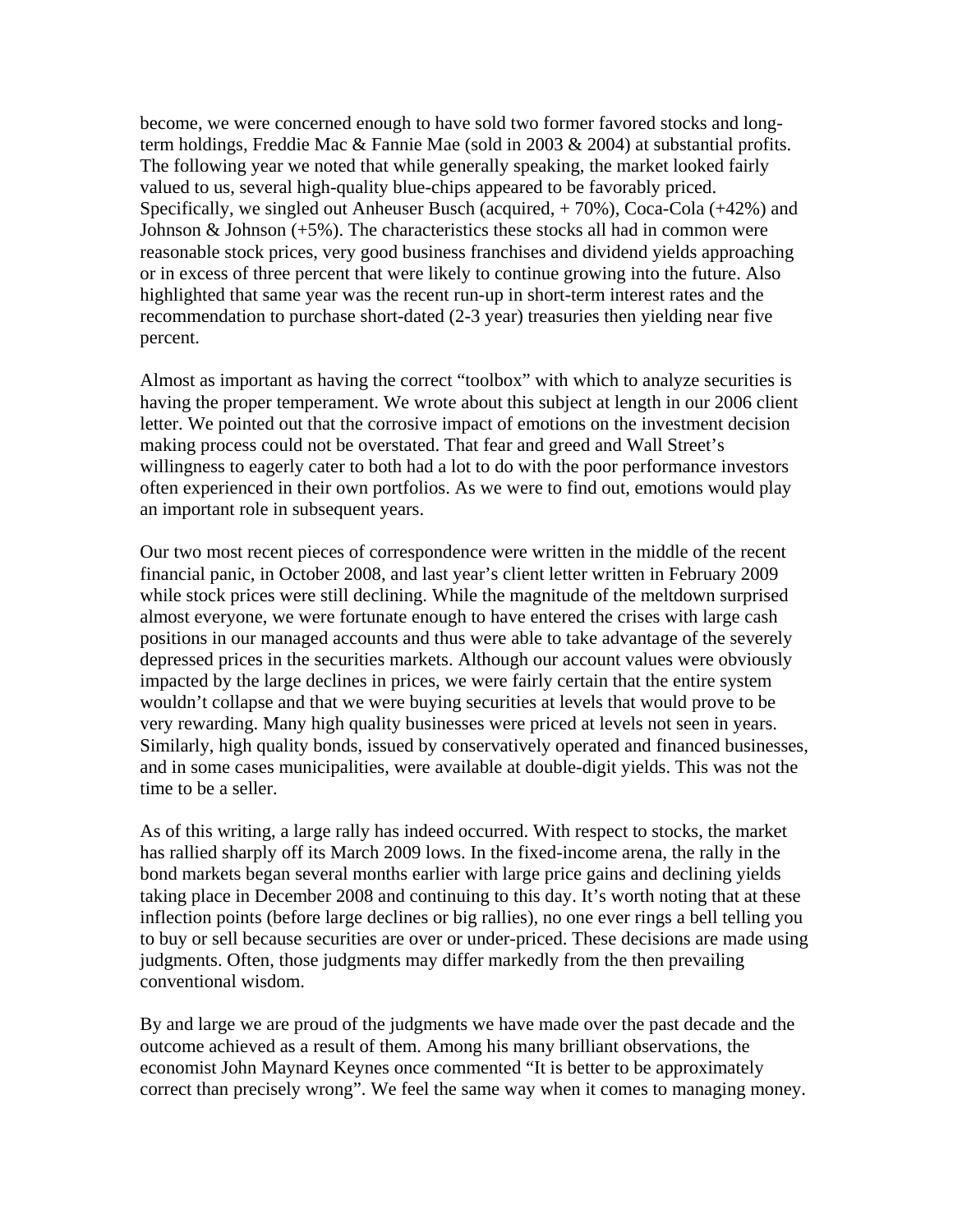become, we were concerned enough to have sold two former favored stocks and long-term holdings, Freddie Mac & Fannie Mae (sold in 2003 & 2004) at substantial profits. The following year we noted that while generally speaking, the market looked fairly valued to us, several high-quality blue-chips appeared to be favorably priced. Specifically, we singled out Anheuser Busch (acquired, + 70%), Coca-Cola (+42%) and Johnson & Johnson (+5%). The characteristics these stocks all had in common were reasonable stock prices, very good business franchises and dividend yields approaching or in excess of three percent that were likely to continue growing into the future. Also highlighted that same year was the recent run-up in short-term interest rates and the recommendation to purchase short-dated (2-3 year) treasuries then yielding near five percent.

Almost as important as having the correct "toolbox" with which to analyze securities is having the proper temperament. We wrote about this subject at length in our 2006 client letter. We pointed out that the corrosive impact of emotions on the investment decision making process could not be overstated. That fear and greed and Wall Street's willingness to eagerly cater to both had a lot to do with the poor performance investors often experienced in their own portfolios. As we were to find out, emotions would play an important role in subsequent years.

Our two most recent pieces of correspondence were written in the middle of the recent financial panic, in October 2008, and last year's client letter written in February 2009 while stock prices were still declining. While the magnitude of the meltdown surprised almost everyone, we were fortunate enough to have entered the crises with large cash positions in our managed accounts and thus were able to take advantage of the severely depressed prices in the securities markets. Although our account values were obviously impacted by the large declines in prices, we were fairly certain that the entire system wouldn't collapse and that we were buying securities at levels that would prove to be very rewarding. Many high quality businesses were priced at levels not seen in years. Similarly, high quality bonds, issued by conservatively operated and financed businesses, and in some cases municipalities, were available at double-digit yields. This was not the time to be a seller.

As of this writing, a large rally has indeed occurred. With respect to stocks, the market has rallied sharply off its March 2009 lows. In the fixed-income arena, the rally in the bond markets began several months earlier with large price gains and declining yields taking place in December 2008 and continuing to this day. It's worth noting that at these inflection points (before large declines or big rallies), no one ever rings a bell telling you to buy or sell because securities are over or under-priced. These decisions are made using judgments. Often, those judgments may differ markedly from the then prevailing conventional wisdom.

By and large we are proud of the judgments we have made over the past decade and the outcome achieved as a result of them. Among his many brilliant observations, the economist John Maynard Keynes once commented "It is better to be approximately correct than precisely wrong". We feel the same way when it comes to managing money.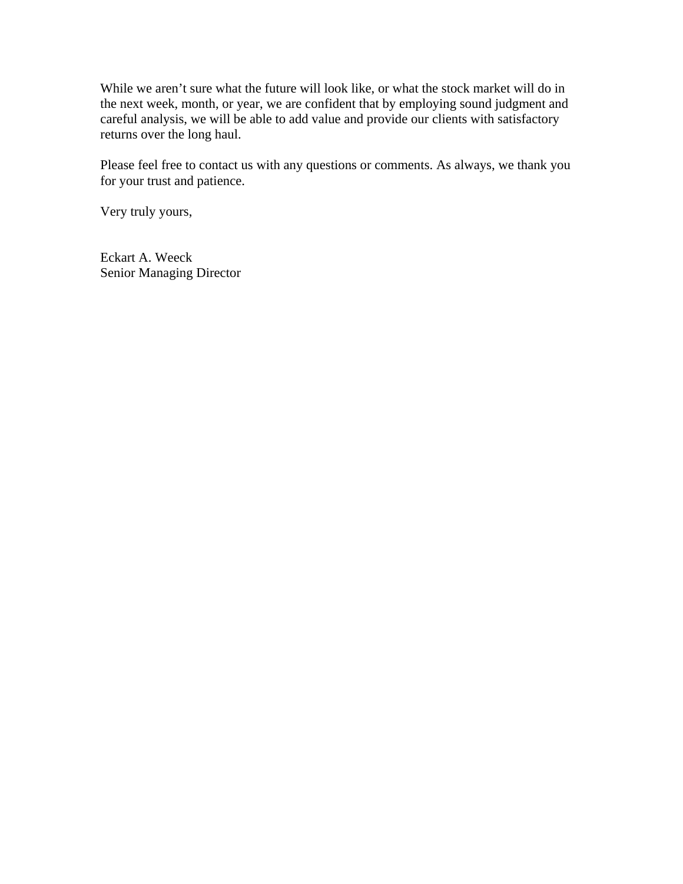While we aren’t sure what the future will look like, or what the stock market will do in the next week, month, or year, we are confident that by employing sound judgment and careful analysis, we will be able to add value and provide our clients with satisfactory returns over the long haul.

Please feel free to contact us with any questions or comments. As always, we thank you for your trust and patience.

Very truly yours,

Eckart A. Weeck  
Senior Managing Director